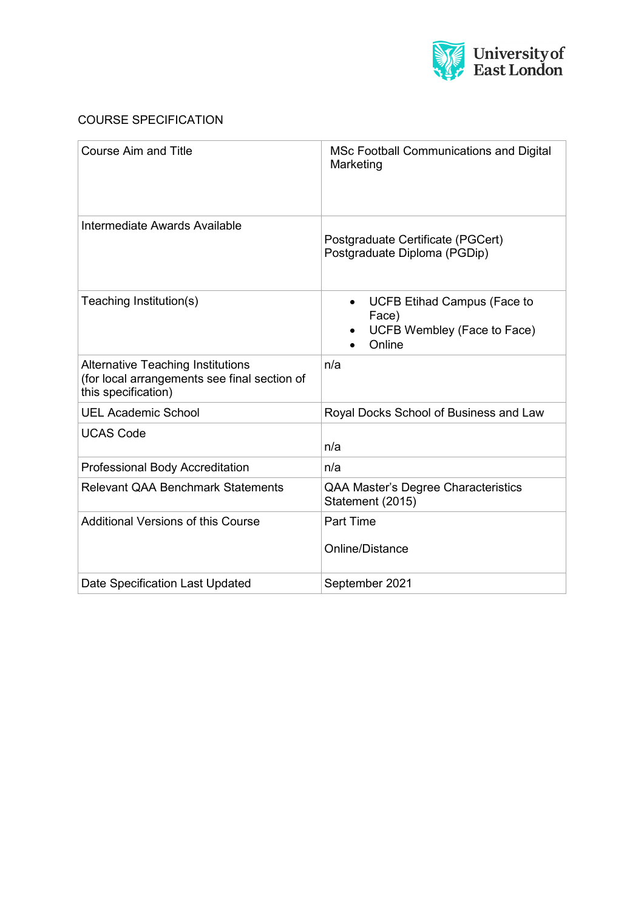University of East London

COURSE SPECIFICATION

| | |
|---|---|
| Course Aim and Title | MSc Football Communications and Digital Marketing |
| Intermediate Awards Available | Postgraduate Certificate (PGCert)<br>Postgraduate Diploma (PGDip) |
| Teaching Institution(s) | • UCFB Etihad Campus (Face to Face)<br>• UCFB Wembley (Face to Face)<br>• Online |
| Alternative Teaching Institutions (for local arrangements see final section of this specification) | n/a |
| UEL Academic School | Royal Docks School of Business and Law |
| UCAS Code | n/a |
| Professional Body Accreditation | n/a |
| Relevant QAA Benchmark Statements | QAA Master's Degree Characteristics Statement (2015) |
| Additional Versions of this Course | Part Time<br><br>Online/Distance |
| Date Specification Last Updated | September 2021 |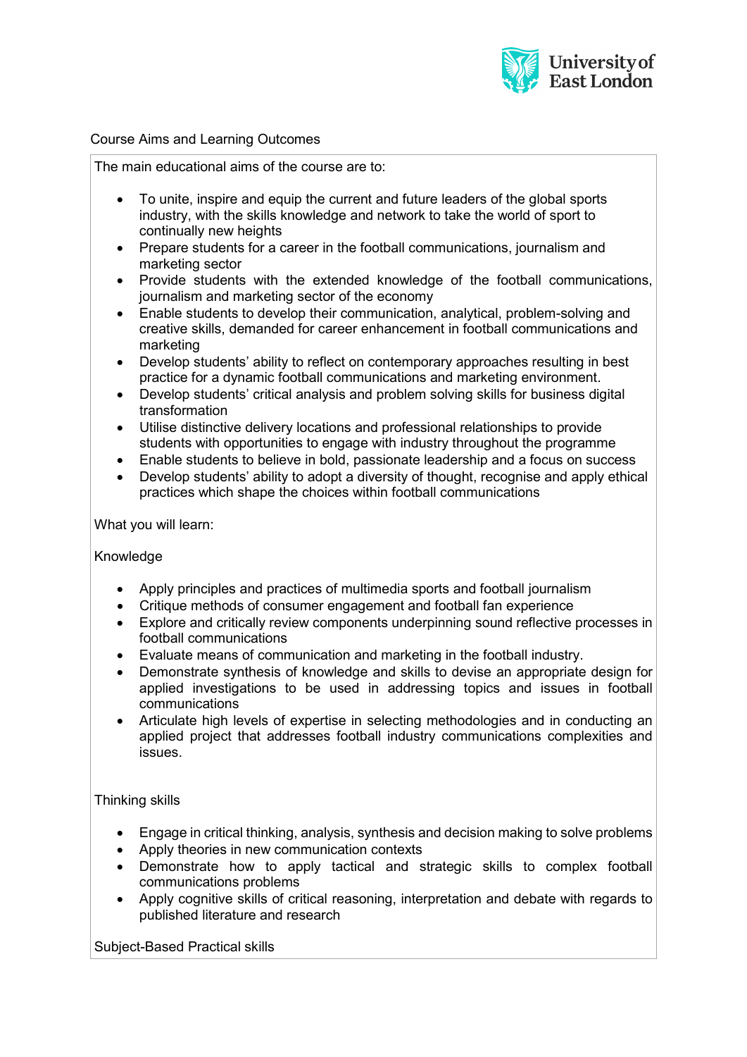Course Aims and Learning Outcomes

The main educational aims of the course are to:

- To unite, inspire and equip the current and future leaders of the global sports industry, with the skills knowledge and network to take the world of sport to continually new heights
- Prepare students for a career in the football communications, journalism and marketing sector
- Provide students with the extended knowledge of the football communications, journalism and marketing sector of the economy
- Enable students to develop their communication, analytical, problem-solving and creative skills, demanded for career enhancement in football communications and marketing
- Develop students' ability to reflect on contemporary approaches resulting in best practice for a dynamic football communications and marketing environment.
- Develop students' critical analysis and problem solving skills for business digital transformation
- Utilise distinctive delivery locations and professional relationships to provide students with opportunities to engage with industry throughout the programme
- Enable students to believe in bold, passionate leadership and a focus on success
- Develop students' ability to adopt a diversity of thought, recognise and apply ethical practices which shape the choices within football communications

What you will learn:

Knowledge

- Apply principles and practices of multimedia sports and football journalism
- Critique methods of consumer engagement and football fan experience
- Explore and critically review components underpinning sound reflective processes in football communications
- Evaluate means of communication and marketing in the football industry.
- Demonstrate synthesis of knowledge and skills to devise an appropriate design for applied investigations to be used in addressing topics and issues in football communications
- Articulate high levels of expertise in selecting methodologies and in conducting an applied project that addresses football industry communications complexities and issues.

Thinking skills

- Engage in critical thinking, analysis, synthesis and decision making to solve problems
- Apply theories in new communication contexts
- Demonstrate how to apply tactical and strategic skills to complex football communications problems
- Apply cognitive skills of critical reasoning, interpretation and debate with regards to published literature and research

Subject-Based Practical skills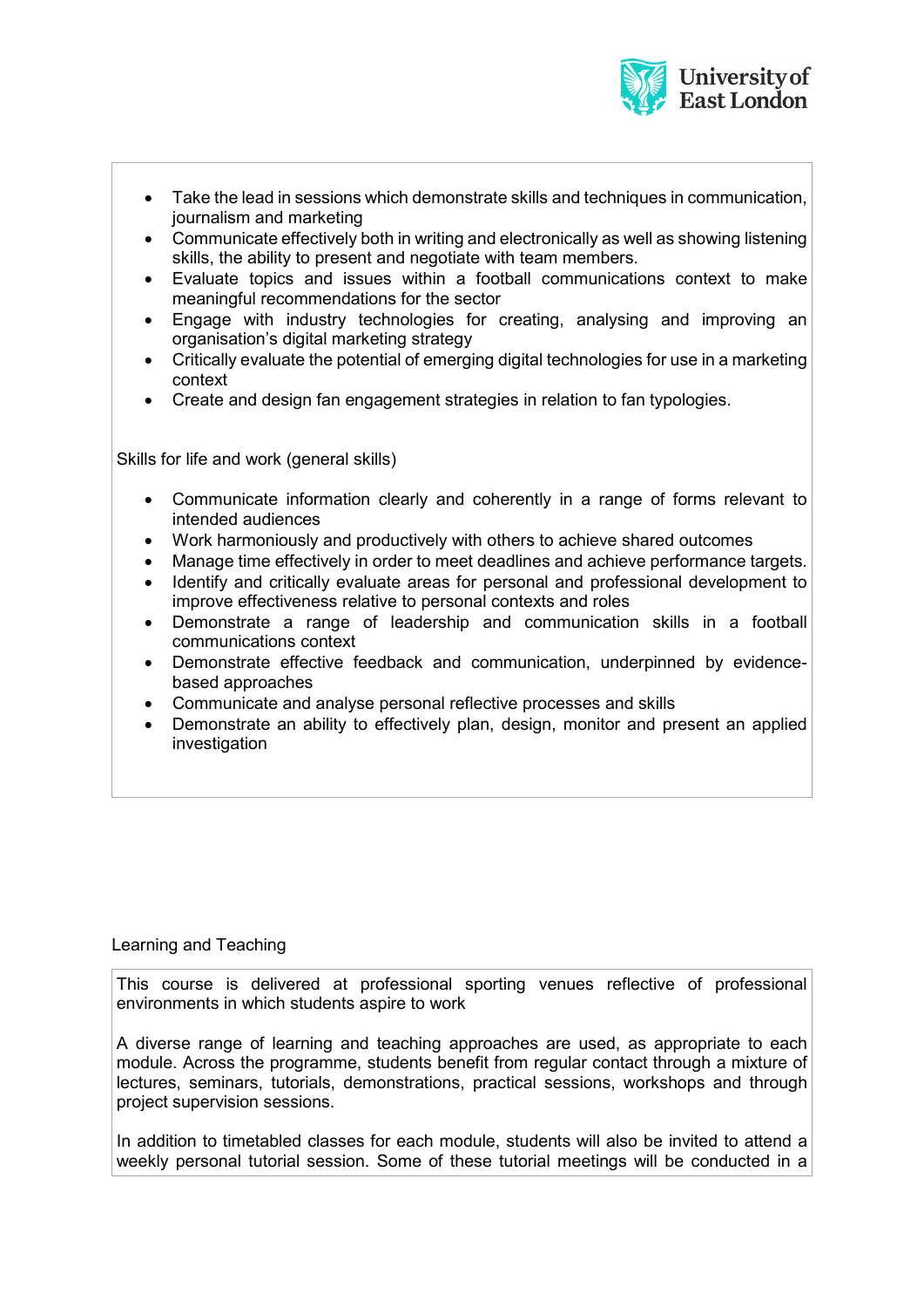- Take the lead in sessions which demonstrate skills and techniques in communication, journalism and marketing
- Communicate effectively both in writing and electronically as well as showing listening skills, the ability to present and negotiate with team members.
- Evaluate topics and issues within a football communications context to make meaningful recommendations for the sector
- Engage with industry technologies for creating, analysing and improving an organisation's digital marketing strategy
- Critically evaluate the potential of emerging digital technologies for use in a marketing context
- Create and design fan engagement strategies in relation to fan typologies.

Skills for life and work (general skills)

- Communicate information clearly and coherently in a range of forms relevant to intended audiences
- Work harmoniously and productively with others to achieve shared outcomes
- Manage time effectively in order to meet deadlines and achieve performance targets.
- Identify and critically evaluate areas for personal and professional development to improve effectiveness relative to personal contexts and roles
- Demonstrate a range of leadership and communication skills in a football communications context
- Demonstrate effective feedback and communication, underpinned by evidence-based approaches
- Communicate and analyse personal reflective processes and skills
- Demonstrate an ability to effectively plan, design, monitor and present an applied investigation

## Learning and Teaching

This course is delivered at professional sporting venues reflective of professional environments in which students aspire to work

A diverse range of learning and teaching approaches are used, as appropriate to each module. Across the programme, students benefit from regular contact through a mixture of lectures, seminars, tutorials, demonstrations, practical sessions, workshops and through project supervision sessions.

In addition to timetabled classes for each module, students will also be invited to attend a weekly personal tutorial session. Some of these tutorial meetings will be conducted in a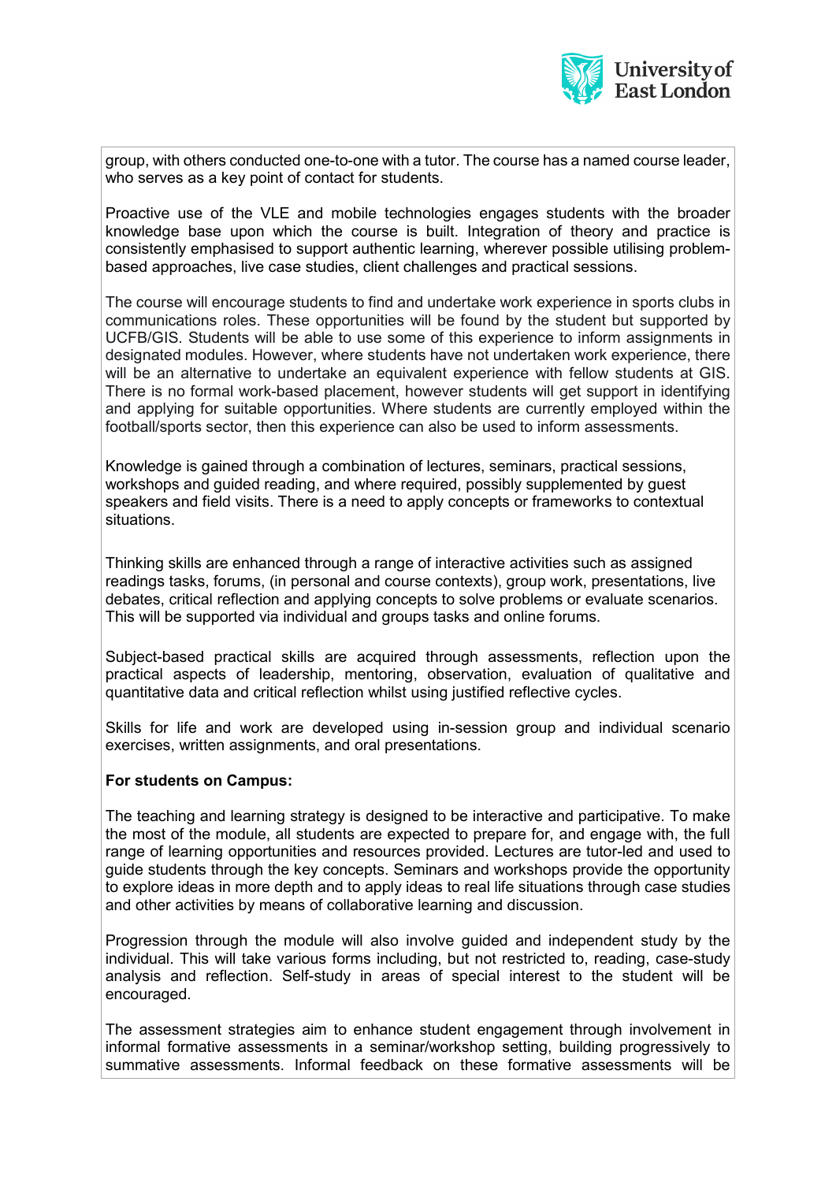group, with others conducted one-to-one with a tutor. The course has a named course leader, who serves as a key point of contact for students.

Proactive use of the VLE and mobile technologies engages students with the broader knowledge base upon which the course is built. Integration of theory and practice is consistently emphasised to support authentic learning, wherever possible utilising problem-based approaches, live case studies, client challenges and practical sessions.

The course will encourage students to find and undertake work experience in sports clubs in communications roles. These opportunities will be found by the student but supported by UCFB/GIS. Students will be able to use some of this experience to inform assignments in designated modules. However, where students have not undertaken work experience, there will be an alternative to undertake an equivalent experience with fellow students at GIS. There is no formal work-based placement, however students will get support in identifying and applying for suitable opportunities. Where students are currently employed within the football/sports sector, then this experience can also be used to inform assessments.

Knowledge is gained through a combination of lectures, seminars, practical sessions, workshops and guided reading, and where required, possibly supplemented by guest speakers and field visits. There is a need to apply concepts or frameworks to contextual situations.

Thinking skills are enhanced through a range of interactive activities such as assigned readings tasks, forums, (in personal and course contexts), group work, presentations, live debates, critical reflection and applying concepts to solve problems or evaluate scenarios. This will be supported via individual and groups tasks and online forums.

Subject-based practical skills are acquired through assessments, reflection upon the practical aspects of leadership, mentoring, observation, evaluation of qualitative and quantitative data and critical reflection whilst using justified reflective cycles.

Skills for life and work are developed using in-session group and individual scenario exercises, written assignments, and oral presentations.

**For students on Campus:**

The teaching and learning strategy is designed to be interactive and participative. To make the most of the module, all students are expected to prepare for, and engage with, the full range of learning opportunities and resources provided. Lectures are tutor-led and used to guide students through the key concepts. Seminars and workshops provide the opportunity to explore ideas in more depth and to apply ideas to real life situations through case studies and other activities by means of collaborative learning and discussion.

Progression through the module will also involve guided and independent study by the individual. This will take various forms including, but not restricted to, reading, case-study analysis and reflection. Self-study in areas of special interest to the student will be encouraged.

The assessment strategies aim to enhance student engagement through involvement in informal formative assessments in a seminar/workshop setting, building progressively to summative assessments. Informal feedback on these formative assessments will be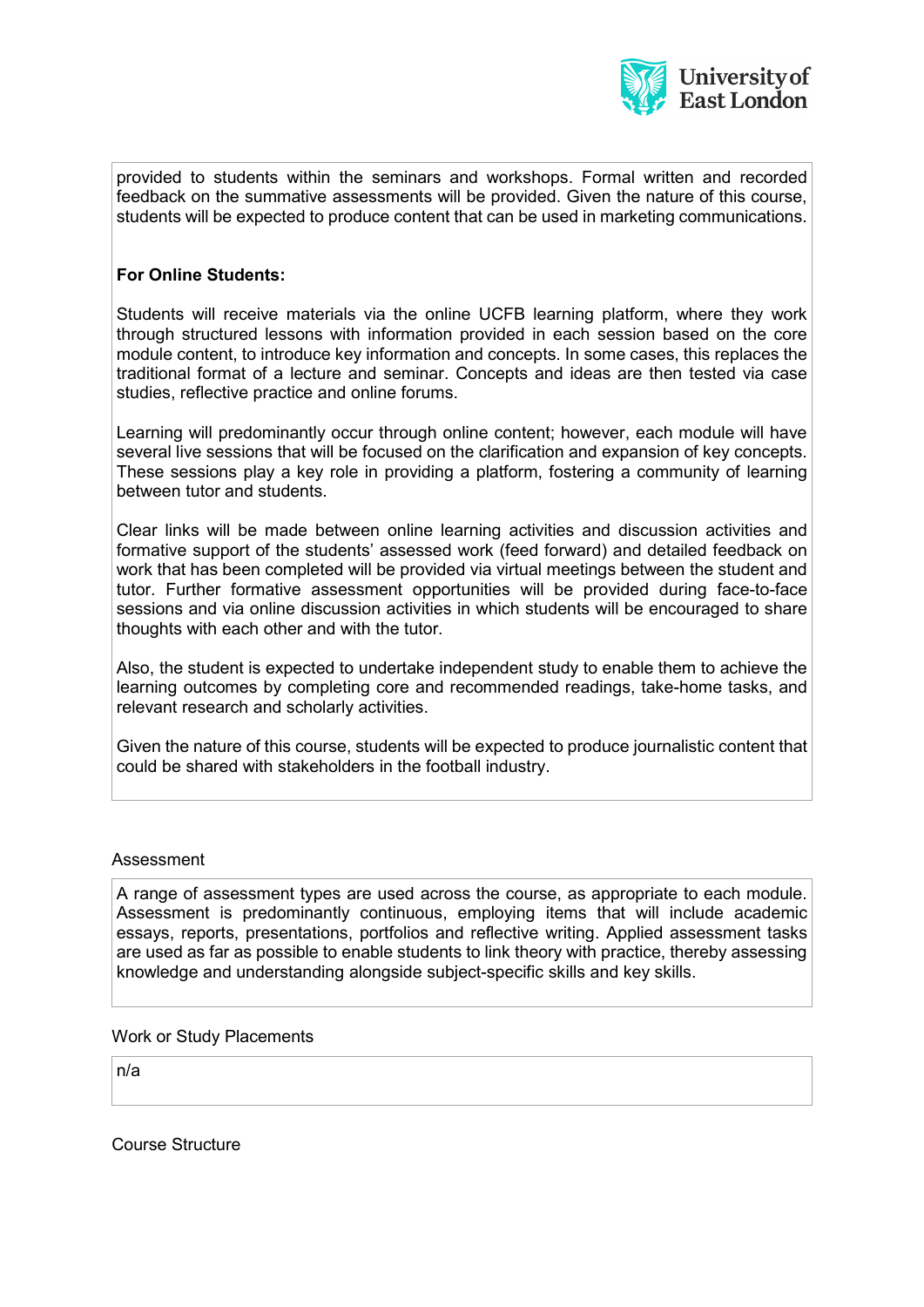provided to students within the seminars and workshops. Formal written and recorded feedback on the summative assessments will be provided. Given the nature of this course, students will be expected to produce content that can be used in marketing communications.

**For Online Students:**

Students will receive materials via the online UCFB learning platform, where they work through structured lessons with information provided in each session based on the core module content, to introduce key information and concepts. In some cases, this replaces the traditional format of a lecture and seminar. Concepts and ideas are then tested via case studies, reflective practice and online forums.

Learning will predominantly occur through online content; however, each module will have several live sessions that will be focused on the clarification and expansion of key concepts. These sessions play a key role in providing a platform, fostering a community of learning between tutor and students.

Clear links will be made between online learning activities and discussion activities and formative support of the students' assessed work (feed forward) and detailed feedback on work that has been completed will be provided via virtual meetings between the student and tutor. Further formative assessment opportunities will be provided during face-to-face sessions and via online discussion activities in which students will be encouraged to share thoughts with each other and with the tutor.

Also, the student is expected to undertake independent study to enable them to achieve the learning outcomes by completing core and recommended readings, take-home tasks, and relevant research and scholarly activities.

Given the nature of this course, students will be expected to produce journalistic content that could be shared with stakeholders in the football industry.

## Assessment

A range of assessment types are used across the course, as appropriate to each module. Assessment is predominantly continuous, employing items that will include academic essays, reports, presentations, portfolios and reflective writing. Applied assessment tasks are used as far as possible to enable students to link theory with practice, thereby assessing knowledge and understanding alongside subject-specific skills and key skills.

## Work or Study Placements

n/a

## Course Structure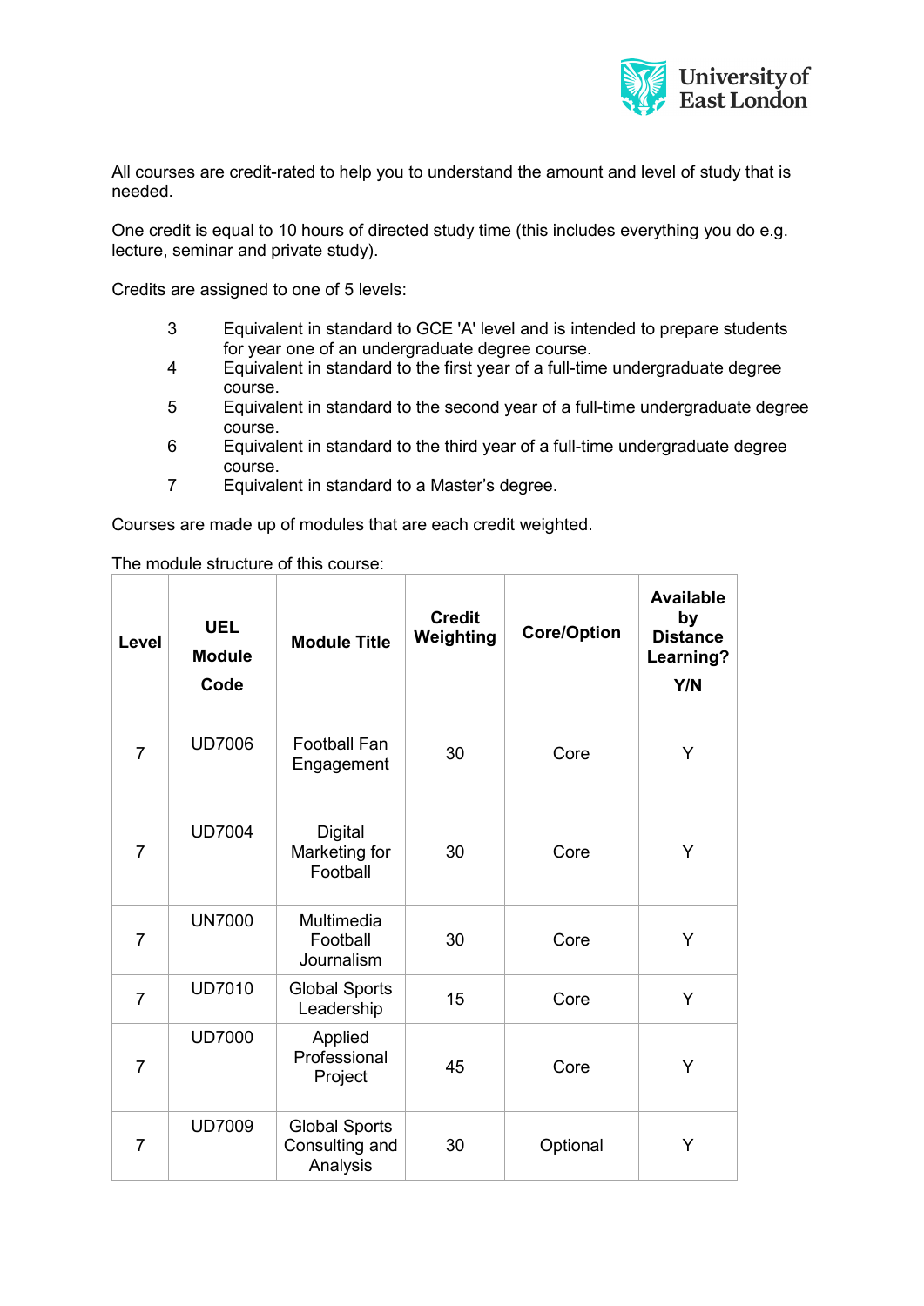All courses are credit-rated to help you to understand the amount and level of study that is needed.

One credit is equal to 10 hours of directed study time (this includes everything you do e.g. lecture, seminar and private study).

Credits are assigned to one of 5 levels:

- 3 Equivalent in standard to GCE 'A' level and is intended to prepare students for year one of an undergraduate degree course.
- 4 Equivalent in standard to the first year of a full-time undergraduate degree course.
- 5 Equivalent in standard to the second year of a full-time undergraduate degree course.
- 6 Equivalent in standard to the third year of a full-time undergraduate degree course.
- 7 Equivalent in standard to a Master's degree.

Courses are made up of modules that are each credit weighted.

The module structure of this course:

| Level | UEL Module Code | Module Title | Credit Weighting | Core/Option | Available by Distance Learning? Y/N |
|---|---|---|---|---|---|
| 7 | UD7006 | Football Fan Engagement | 30 | Core | Y |
| 7 | UD7004 | Digital Marketing for Football | 30 | Core | Y |
| 7 | UN7000 | Multimedia Football Journalism | 30 | Core | Y |
| 7 | UD7010 | Global Sports Leadership | 15 | Core | Y |
| 7 | UD7000 | Applied Professional Project | 45 | Core | Y |
| 7 | UD7009 | Global Sports Consulting and Analysis | 30 | Optional | Y |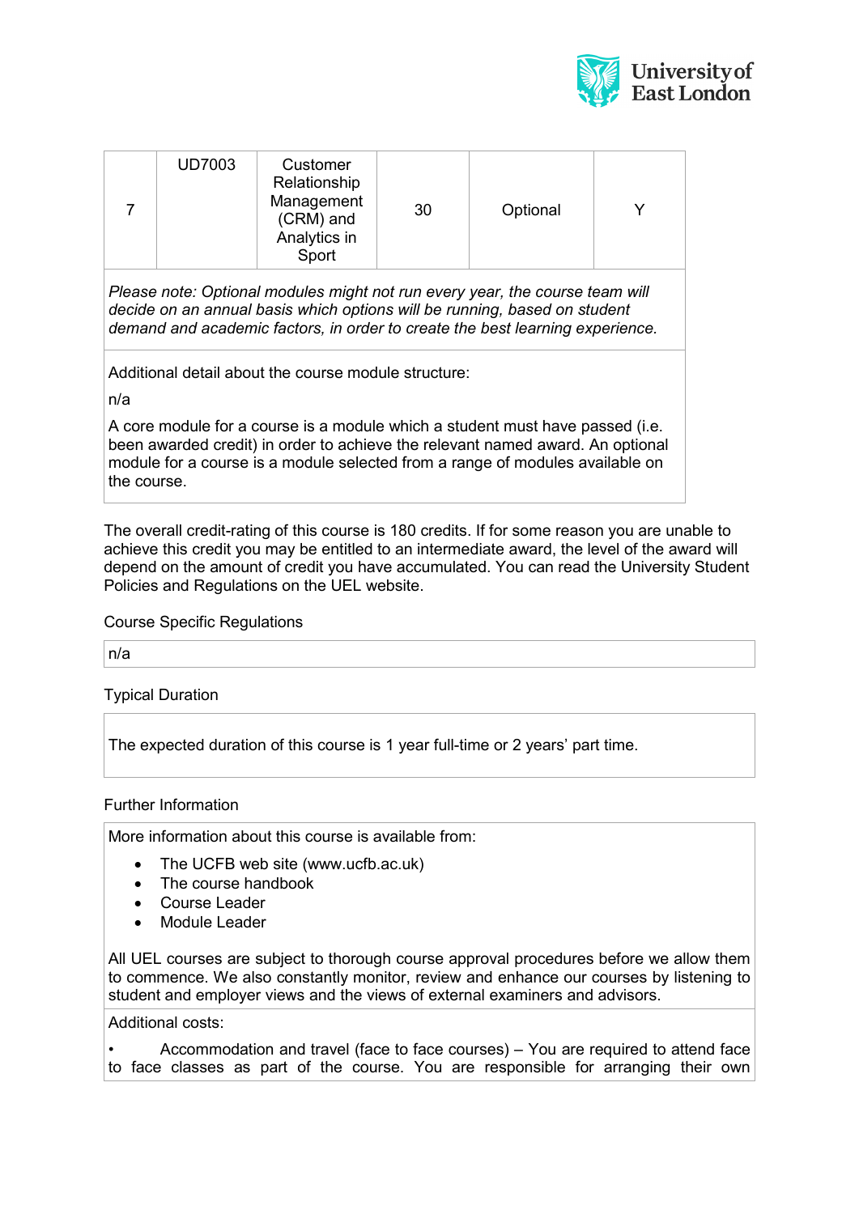| 7 | UD7003 | Customer Relationship Management (CRM) and Analytics in Sport | 30 | Optional | Y |
|---|---|---|---|---|---|

*Please note: Optional modules might not run every year, the course team will decide on an annual basis which options will be running, based on student demand and academic factors, in order to create the best learning experience.*

Additional detail about the course module structure:

n/a

A core module for a course is a module which a student must have passed (i.e. been awarded credit) in order to achieve the relevant named award. An optional module for a course is a module selected from a range of modules available on the course.

The overall credit-rating of this course is 180 credits. If for some reason you are unable to achieve this credit you may be entitled to an intermediate award, the level of the award will depend on the amount of credit you have accumulated. You can read the University Student Policies and Regulations on the UEL website.

Course Specific Regulations

n/a

Typical Duration

The expected duration of this course is 1 year full-time or 2 years' part time.

Further Information

More information about this course is available from:

- The UCFB web site (www.ucfb.ac.uk)
- The course handbook
- Course Leader
- Module Leader

All UEL courses are subject to thorough course approval procedures before we allow them to commence. We also constantly monitor, review and enhance our courses by listening to student and employer views and the views of external examiners and advisors.

Additional costs:

- Accommodation and travel (face to face courses) – You are required to attend face to face classes as part of the course. You are responsible for arranging their own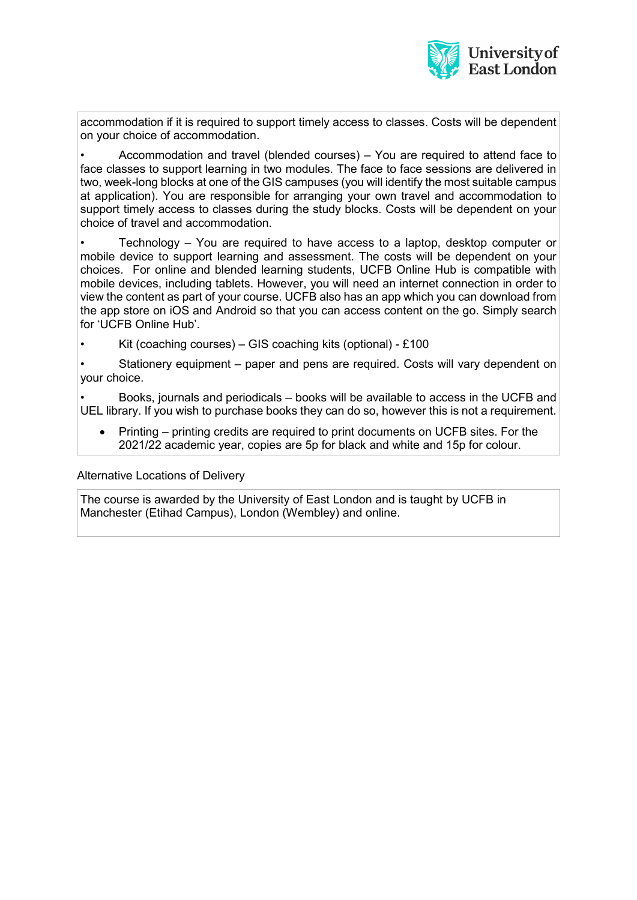accommodation if it is required to support timely access to classes. Costs will be dependent on your choice of accommodation.

- Accommodation and travel (blended courses) – You are required to attend face to face classes to support learning in two modules. The face to face sessions are delivered in two, week-long blocks at one of the GIS campuses (you will identify the most suitable campus at application). You are responsible for arranging your own travel and accommodation to support timely access to classes during the study blocks. Costs will be dependent on your choice of travel and accommodation.
- Technology – You are required to have access to a laptop, desktop computer or mobile device to support learning and assessment. The costs will be dependent on your choices. For online and blended learning students, UCFB Online Hub is compatible with mobile devices, including tablets. However, you will need an internet connection in order to view the content as part of your course. UCFB also has an app which you can download from the app store on iOS and Android so that you can access content on the go. Simply search for 'UCFB Online Hub'.
- Kit (coaching courses) – GIS coaching kits (optional) - £100
- Stationery equipment – paper and pens are required. Costs will vary dependent on your choice.
- Books, journals and periodicals – books will be available to access in the UCFB and UEL library. If you wish to purchase books they can do so, however this is not a requirement.
- Printing – printing credits are required to print documents on UCFB sites. For the 2021/22 academic year, copies are 5p for black and white and 15p for colour.

Alternative Locations of Delivery

The course is awarded by the University of East London and is taught by UCFB in Manchester (Etihad Campus), London (Wembley) and online.